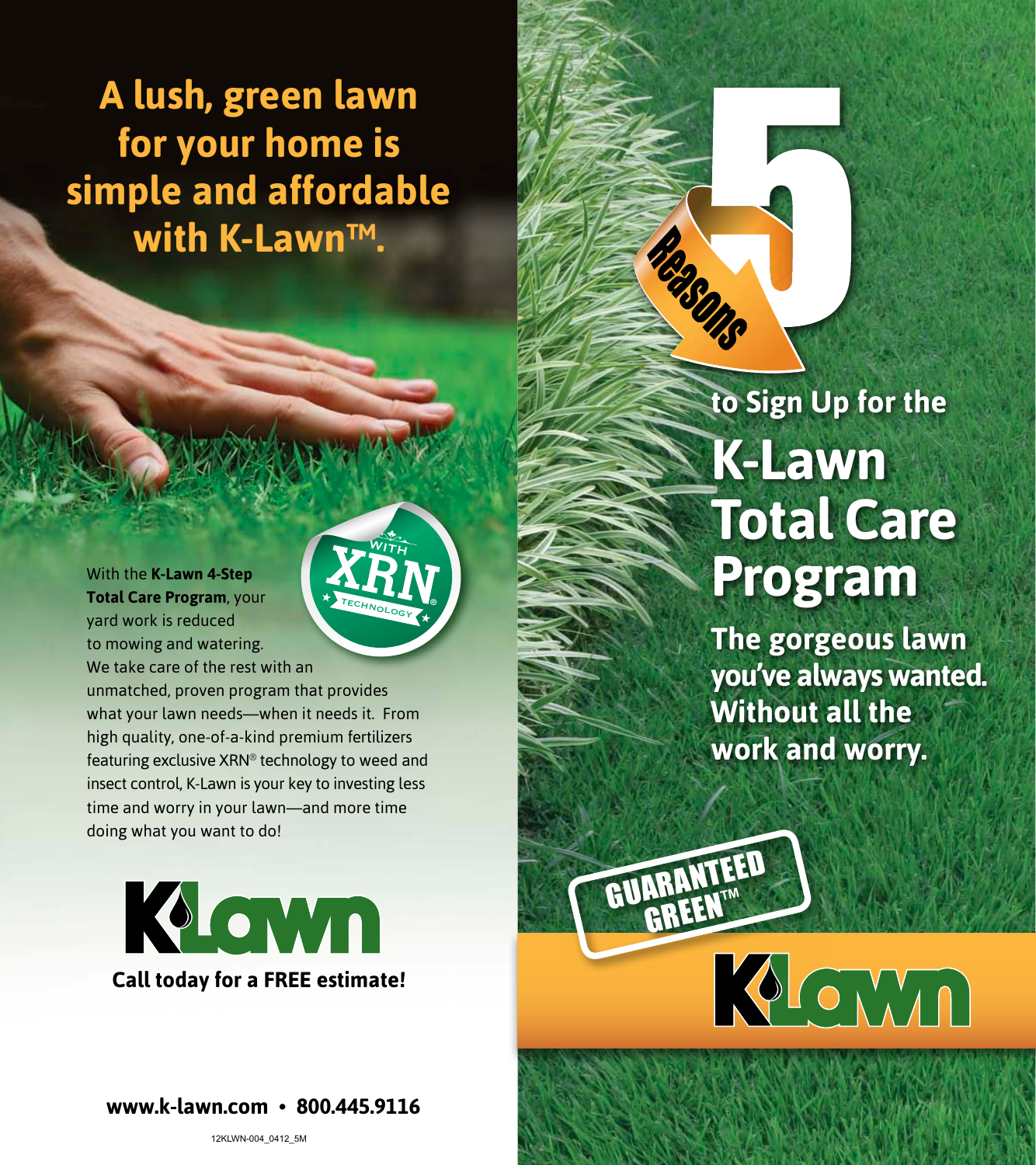# A lush, green lawn for your home is simple and affordable with K-Lawn™.

WITH XRN® TECHNOLOGY

With the **K-Lawn 4-Step Total Care Program**, your yard work is reduced to mowing and watering. We take care of the rest with an unmatched, proven program that provides what your lawn needs—when it needs it. From high quality, one-of-a-kind premium fertilizers featuring exclusive XRN® technology to weed and insect control, K-Lawn is your key to investing less time and worry in your lawn—and more time doing what you want to do!

K-Lawn

**Call today for a FREE estimate!**

**www.k-lawn.com • 800.445.9116**

12KLWN-004_0412_5M

# 5 Reasons to Sign Up for the K-Lawn Total Care Program

**The gorgeous lawn you've always wanted. Without all the work and worry.**

GUARANTEED GREEN™

K-Lawn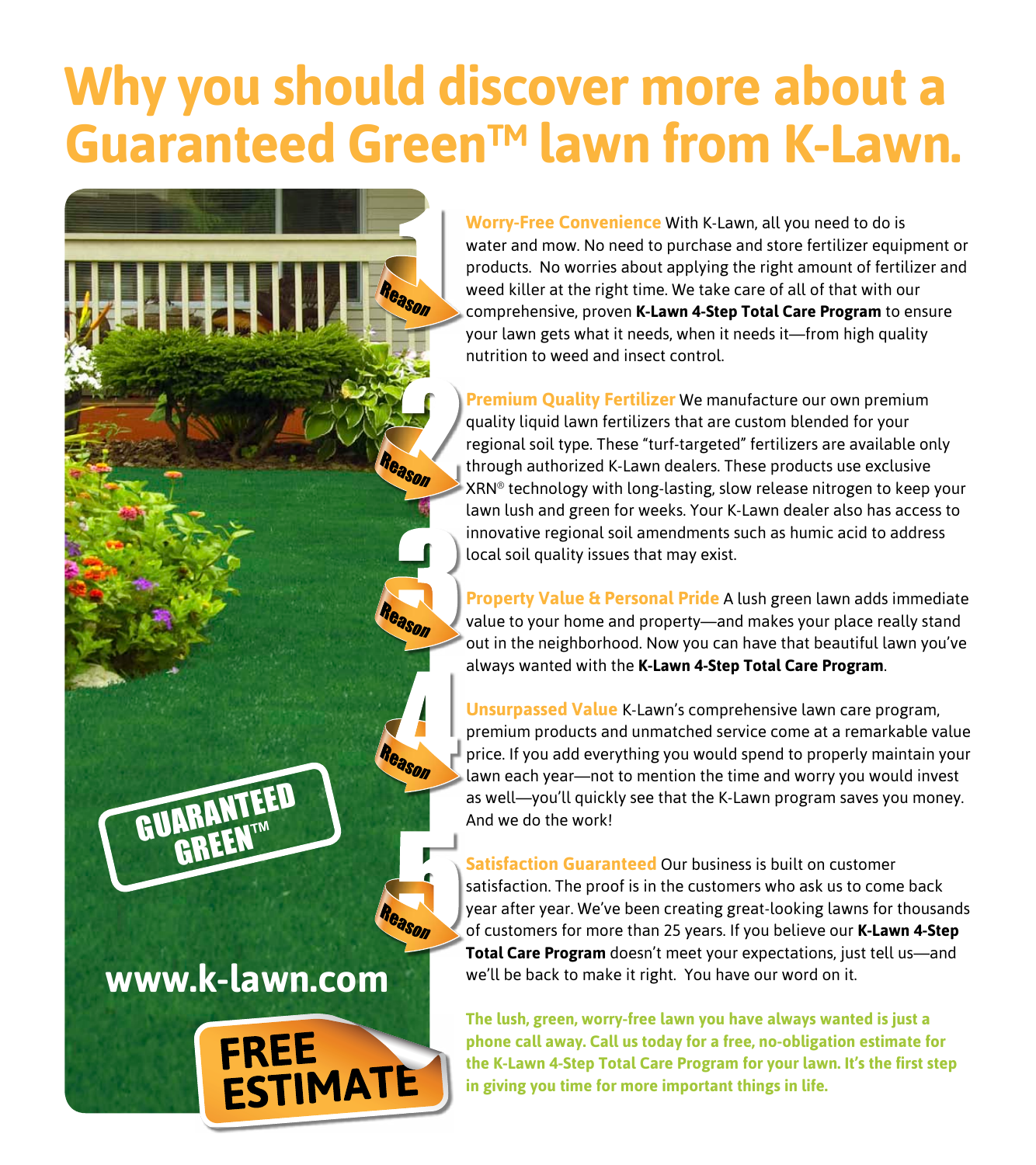# Why you should discover more about a Guaranteed Green™ lawn from K-Lawn.

GUARANTEED GREEN™

www.k-lawn.com

FREE ESTIMATE

**Reason 1** **Worry-Free Convenience** With K-Lawn, all you need to do is water and mow. No need to purchase and store fertilizer equipment or products. No worries about applying the right amount of fertilizer and weed killer at the right time. We take care of all of that with our comprehensive, proven **K-Lawn 4-Step Total Care Program** to ensure your lawn gets what it needs, when it needs it—from high quality nutrition to weed and insect control.

**Reason 2** **Premium Quality Fertilizer** We manufacture our own premium quality liquid lawn fertilizers that are custom blended for your regional soil type. These "turf-targeted" fertilizers are available only through authorized K-Lawn dealers. These products use exclusive XRN® technology with long-lasting, slow release nitrogen to keep your lawn lush and green for weeks. Your K-Lawn dealer also has access to innovative regional soil amendments such as humic acid to address local soil quality issues that may exist.

**Reason 3** **Property Value & Personal Pride** A lush green lawn adds immediate value to your home and property—and makes your place really stand out in the neighborhood. Now you can have that beautiful lawn you've always wanted with the **K-Lawn 4-Step Total Care Program**.

**Reason 4** **Unsurpassed Value** K-Lawn's comprehensive lawn care program, premium products and unmatched service come at a remarkable value price. If you add everything you would spend to properly maintain your lawn each year—not to mention the time and worry you would invest as well—you'll quickly see that the K-Lawn program saves you money. And we do the work!

**Reason 5** **Satisfaction Guaranteed** Our business is built on customer satisfaction. The proof is in the customers who ask us to come back year after year. We've been creating great-looking lawns for thousands of customers for more than 25 years. If you believe our **K-Lawn 4-Step Total Care Program** doesn't meet your expectations, just tell us—and we'll be back to make it right. You have our word on it.

**The lush, green, worry-free lawn you have always wanted is just a phone call away. Call us today for a free, no-obligation estimate for the K-Lawn 4-Step Total Care Program for your lawn. It's the first step in giving you time for more important things in life.**